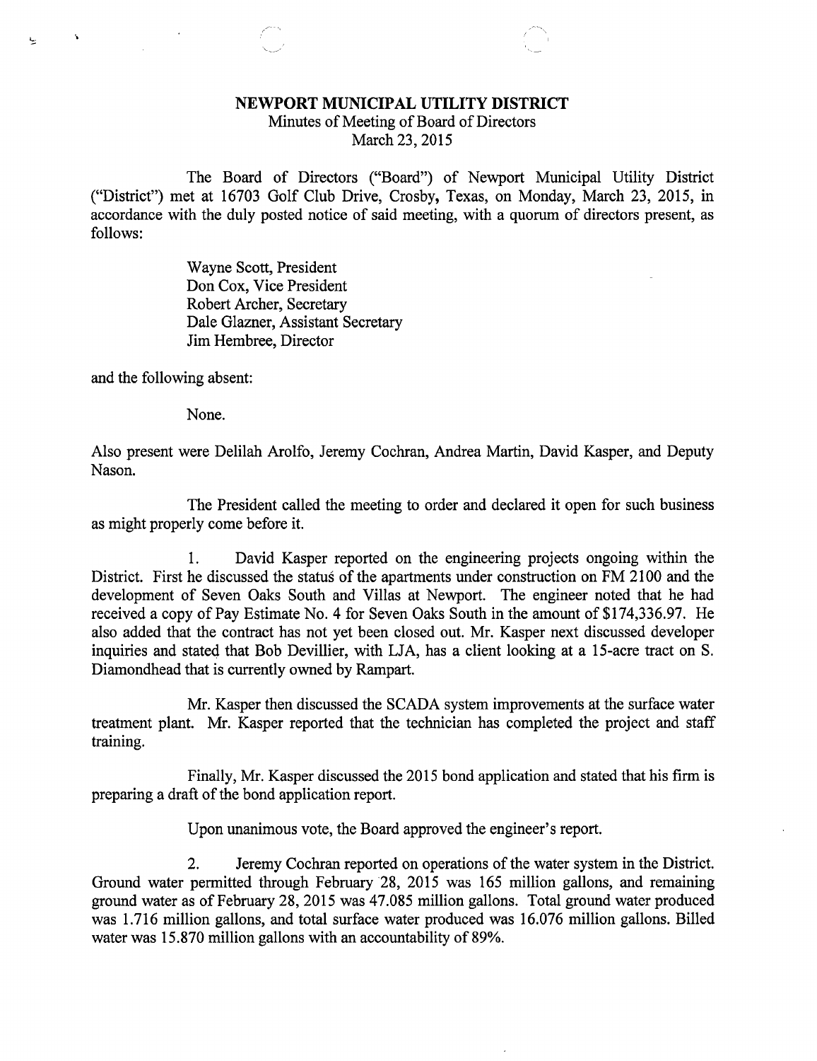# NEWPORT MUNICIPAL UTILITY DISTRICT

Minutes of Meeting of Board of Directors
March 23, 2015

The Board of Directors ("Board") of Newport Municipal Utility District ("District") met at 16703 Golf Club Drive, Crosby, Texas, on Monday, March 23, 2015, in accordance with the duly posted notice of said meeting, with a quorum of directors present, as follows:

Wayne Scott, President
Don Cox, Vice President
Robert Archer, Secretary
Dale Glazner, Assistant Secretary
Jim Hembree, Director

and the following absent:

None.

Also present were Delilah Arolfo, Jeremy Cochran, Andrea Martin, David Kasper, and Deputy Nason.

The President called the meeting to order and declared it open for such business as might properly come before it.

1. David Kasper reported on the engineering projects ongoing within the District. First he discussed the status of the apartments under construction on FM 2100 and the development of Seven Oaks South and Villas at Newport. The engineer noted that he had received a copy of Pay Estimate No. 4 for Seven Oaks South in the amount of $174,336.97. He also added that the contract has not yet been closed out. Mr. Kasper next discussed developer inquiries and stated that Bob Devillier, with LJA, has a client looking at a 15-acre tract on S. Diamondhead that is currently owned by Rampart.

Mr. Kasper then discussed the SCADA system improvements at the surface water treatment plant. Mr. Kasper reported that the technician has completed the project and staff training.

Finally, Mr. Kasper discussed the 2015 bond application and stated that his firm is preparing a draft of the bond application report.

Upon unanimous vote, the Board approved the engineer's report.

2. Jeremy Cochran reported on operations of the water system in the District. Ground water permitted through February 28, 2015 was 165 million gallons, and remaining ground water as of February 28, 2015 was 47.085 million gallons. Total ground water produced was 1.716 million gallons, and total surface water produced was 16.076 million gallons. Billed water was 15.870 million gallons with an accountability of 89%.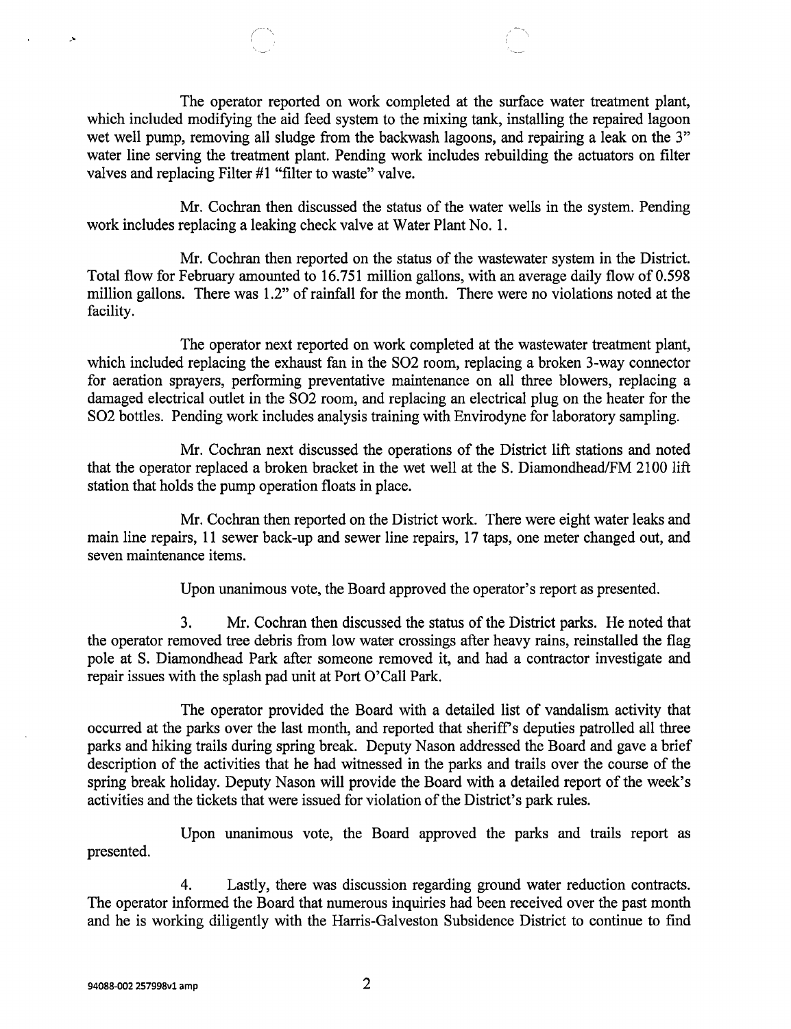The operator reported on work completed at the surface water treatment plant, which included modifying the aid feed system to the mixing tank, installing the repaired lagoon wet well pump, removing all sludge from the backwash lagoons, and repairing a leak on the 3" water line serving the treatment plant. Pending work includes rebuilding the actuators on filter valves and replacing Filter #1 "filter to waste" valve.

Mr. Cochran then discussed the status of the water wells in the system. Pending work includes replacing a leaking check valve at Water Plant No. 1.

Mr. Cochran then reported on the status of the wastewater system in the District. Total flow for February amounted to 16.751 million gallons, with an average daily flow of 0.598 million gallons. There was 1.2" of rainfall for the month. There were no violations noted at the facility.

The operator next reported on work completed at the wastewater treatment plant, which included replacing the exhaust fan in the SO2 room, replacing a broken 3-way connector for aeration sprayers, performing preventative maintenance on all three blowers, replacing a damaged electrical outlet in the SO2 room, and replacing an electrical plug on the heater for the SO2 bottles. Pending work includes analysis training with Envirodyne for laboratory sampling.

Mr. Cochran next discussed the operations of the District lift stations and noted that the operator replaced a broken bracket in the wet well at the S. Diamondhead/FM 2100 lift station that holds the pump operation floats in place.

Mr. Cochran then reported on the District work. There were eight water leaks and main line repairs, 11 sewer back-up and sewer line repairs, 17 taps, one meter changed out, and seven maintenance items.

Upon unanimous vote, the Board approved the operator's report as presented.

3. Mr. Cochran then discussed the status of the District parks. He noted that the operator removed tree debris from low water crossings after heavy rains, reinstalled the flag pole at S. Diamondhead Park after someone removed it, and had a contractor investigate and repair issues with the splash pad unit at Port O'Call Park.

The operator provided the Board with a detailed list of vandalism activity that occurred at the parks over the last month, and reported that sheriff's deputies patrolled all three parks and hiking trails during spring break. Deputy Nason addressed the Board and gave a brief description of the activities that he had witnessed in the parks and trails over the course of the spring break holiday. Deputy Nason will provide the Board with a detailed report of the week's activities and the tickets that were issued for violation of the District's park rules.

Upon unanimous vote, the Board approved the parks and trails report as presented.

4. Lastly, there was discussion regarding ground water reduction contracts. The operator informed the Board that numerous inquiries had been received over the past month and he is working diligently with the Harris-Galveston Subsidence District to continue to find

94088-002 257998v1 amp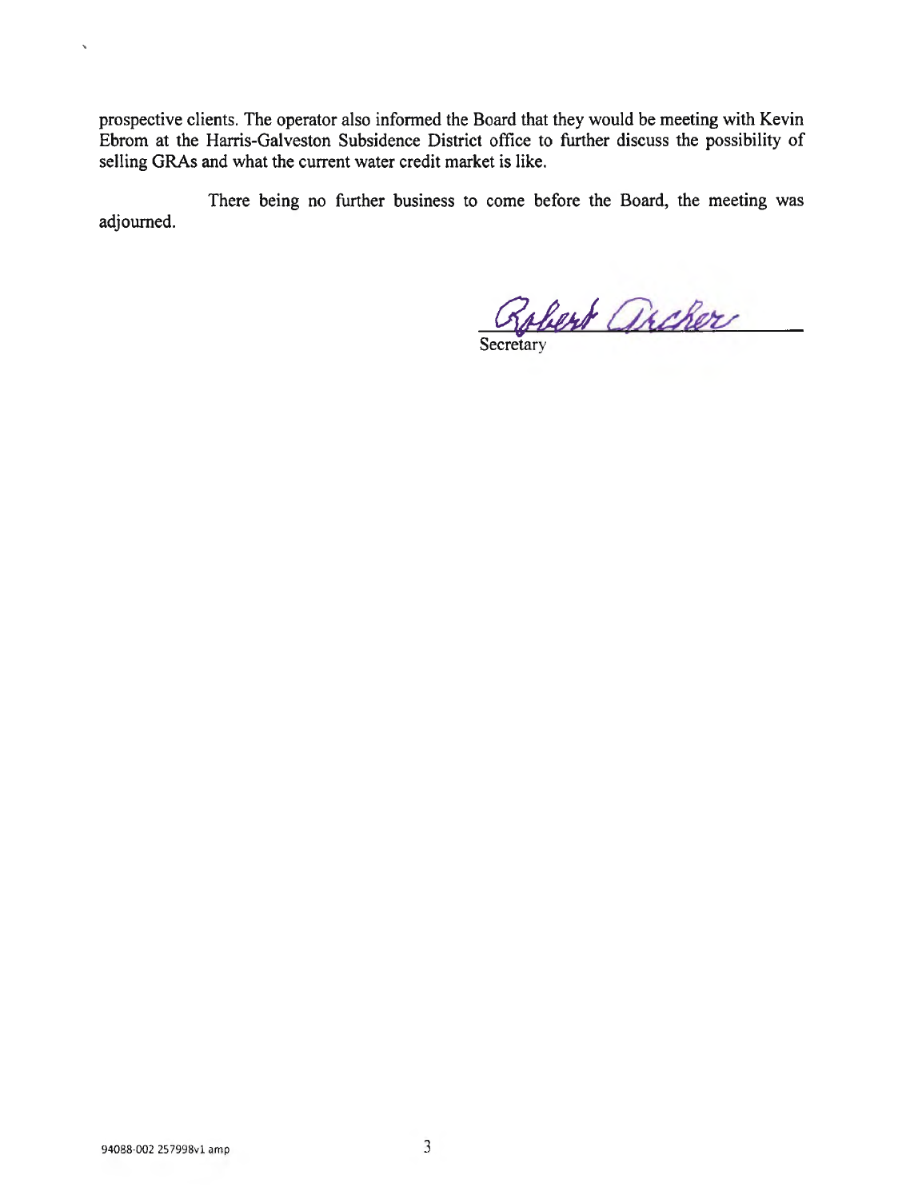prospective clients. The operator also informed the Board that they would be meeting with Kevin Ebrom at the Harris-Galveston Subsidence District office to further discuss the possibility of selling GRAs and what the current water credit market is like.

There being no further business to come before the Board, the meeting was adjourned.

Robert Archer

Secretary

94088-002 257998v1 amp